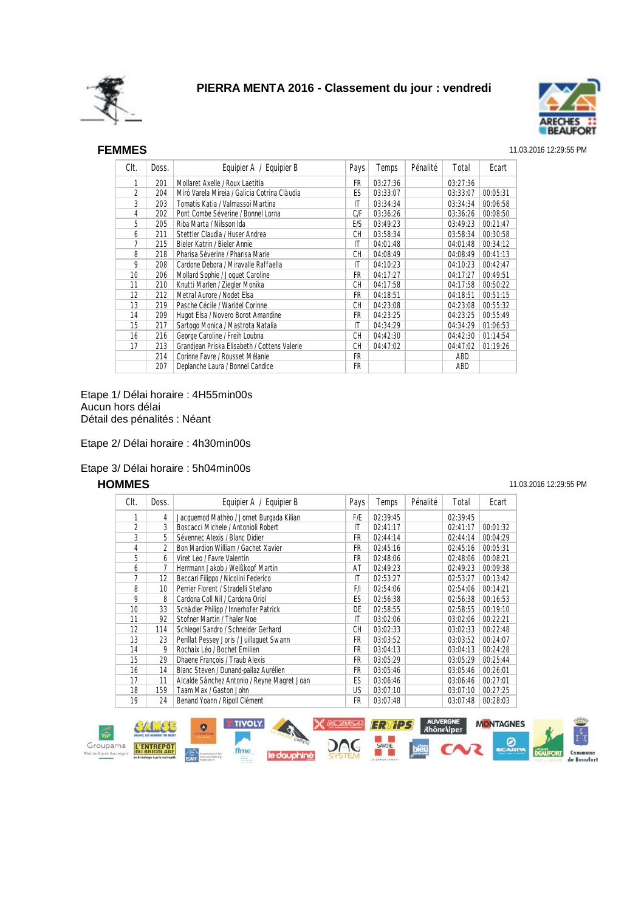# PIERRA MENTA 2016 - Classement du jour : vendredi

## FEMMES

11.03.2016 12:29:55 PM

| Clt. | Doss. | Equipier A / Equipier B | Pays | Temps | Pénalité | Total | Ecart |
|---|---|---|---|---|---|---|---|
| 1 | 201 | Mollaret Axelle / Roux Laetitia | FR | 03:27:36 | | 03:27:36 | |
| 2 | 204 | Miró Varela Mireia / Galicia Cotrina Clàudia | ES | 03:33:07 | | 03:33:07 | 00:05:31 |
| 3 | 203 | Tomatis Katia / Valmassoi Martina | IT | 03:34:34 | | 03:34:34 | 00:06:58 |
| 4 | 202 | Pont Combe Séverine / Bonnel Lorna | C/F | 03:36:26 | | 03:36:26 | 00:08:50 |
| 5 | 205 | Riba Marta / Nilsson Ida | E/S | 03:49:23 | | 03:49:23 | 00:21:47 |
| 6 | 211 | Stettler Claudia / Huser Andrea | CH | 03:58:34 | | 03:58:34 | 00:30:58 |
| 7 | 215 | Bieler Katrin / Bieler Annie | IT | 04:01:48 | | 04:01:48 | 00:34:12 |
| 8 | 218 | Pharisa Séverine / Pharisa Marie | CH | 04:08:49 | | 04:08:49 | 00:41:13 |
| 9 | 208 | Cardone Debora / Miravalle Raffaella | IT | 04:10:23 | | 04:10:23 | 00:42:47 |
| 10 | 206 | Mollard Sophie / Joguet Caroline | FR | 04:17:27 | | 04:17:27 | 00:49:51 |
| 11 | 210 | Knutti Marlen / Ziegler Monika | CH | 04:17:58 | | 04:17:58 | 00:50:22 |
| 12 | 212 | Metral Aurore / Nodet Elsa | FR | 04:18:51 | | 04:18:51 | 00:51:15 |
| 13 | 219 | Pasche Cécile / Waridel Corinne | CH | 04:23:08 | | 04:23:08 | 00:55:32 |
| 14 | 209 | Hugot Elsa / Novero Borot Amandine | FR | 04:23:25 | | 04:23:25 | 00:55:49 |
| 15 | 217 | Sartogo Monica / Mastrota Natalia | IT | 04:34:29 | | 04:34:29 | 01:06:53 |
| 16 | 216 | George Caroline / Freih Loubna | CH | 04:42:30 | | 04:42:30 | 01:14:54 |
| 17 | 213 | Grandjean Priska Elisabeth / Cottens Valerie | CH | 04:47:02 | | 04:47:02 | 01:19:26 |
| | 214 | Corinne Favre / Rousset Mélanie | FR | | | ABD | |
| | 207 | Deplanche Laura / Bonnel Candice | FR | | | ABD | |

Etape 1/ Délai horaire : 4H55min00s
Aucun hors délai
Détail des pénalités : Néant

Etape 2/ Délai horaire : 4h30min00s

Etape 3/ Délai horaire : 5h04min00s

## HOMMES

11.03.2016 12:29:55 PM

| Clt. | Doss. | Equipier A / Equipier B | Pays | Temps | Pénalité | Total | Ecart |
|---|---|---|---|---|---|---|---|
| 1 | 4 | Jacquemod Mathèo / Jornet Burgada Kilian | F/E | 02:39:45 | | 02:39:45 | |
| 2 | 3 | Boscacci Michele / Antonioli Robert | IT | 02:41:17 | | 02:41:17 | 00:01:32 |
| 3 | 5 | Sévennec Alexis / Blanc Didier | FR | 02:44:14 | | 02:44:14 | 00:04:29 |
| 4 | 2 | Bon Mardion William / Gachet Xavier | FR | 02:45:16 | | 02:45:16 | 00:05:31 |
| 5 | 6 | Viret Leo / Favre Valentin | FR | 02:48:06 | | 02:48:06 | 00:08:21 |
| 6 | 7 | Herrmann Jakob / Weißkopf Martin | AT | 02:49:23 | | 02:49:23 | 00:09:38 |
| 7 | 12 | Beccari Filippo / Nicolini Federico | IT | 02:53:27 | | 02:53:27 | 00:13:42 |
| 8 | 10 | Perrier Florent / Stradelli Stefano | F/I | 02:54:06 | | 02:54:06 | 00:14:21 |
| 9 | 8 | Cardona Coll Nil / Cardona Oriol | ES | 02:56:38 | | 02:56:38 | 00:16:53 |
| 10 | 33 | Schädler Philipp / Innerhofer Patrick | DE | 02:58:55 | | 02:58:55 | 00:19:10 |
| 11 | 92 | Stofner Martin / Thaler Noe | IT | 03:02:06 | | 03:02:06 | 00:22:21 |
| 12 | 114 | Schlegel Sandro / Schneider Gerhard | CH | 03:02:33 | | 03:02:33 | 00:22:48 |
| 13 | 23 | Perillat Pessey Joris / Jullaguet Swann | FR | 03:03:52 | | 03:03:52 | 00:24:07 |
| 14 | 9 | Rochaix Léo / Bochet Emilien | FR | 03:04:13 | | 03:04:13 | 00:24:28 |
| 15 | 29 | Dhaene François / Traub Alexis | FR | 03:05:29 | | 03:05:29 | 00:25:44 |
| 16 | 14 | Blanc Steven / Dunand-pallaz Aurélien | FR | 03:05:46 | | 03:05:46 | 00:26:01 |
| 17 | 11 | Alcalde Sánchez Antonio / Reyne Magret Joan | ES | 03:06:46 | | 03:06:46 | 00:27:01 |
| 18 | 159 | Taam Max / Gaston John | US | 03:07:10 | | 03:07:10 | 00:27:25 |
| 19 | 24 | Benand Yoann / Ripoll Clément | FR | 03:07:48 | | 03:07:48 | 00:28:03 |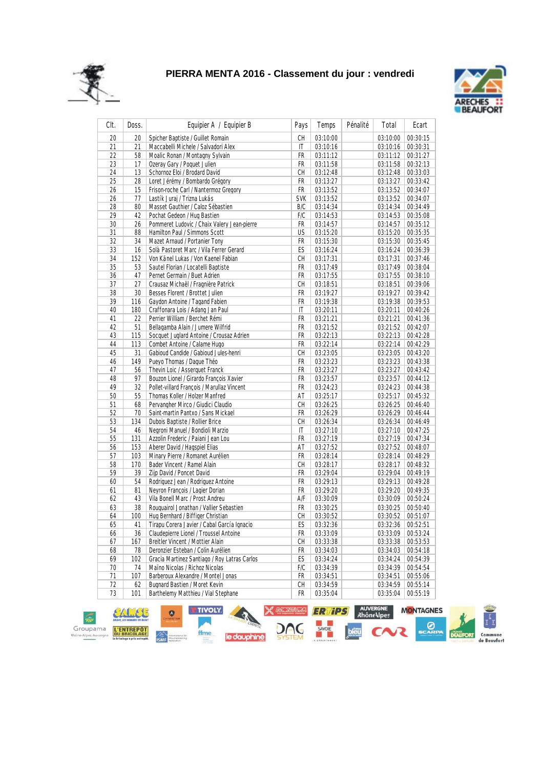# PIERRA MENTA 2016 - Classement du jour : vendredi

| Clt. | Doss. | Equipier A / Equipier B | Pays | Temps | Pénalité | Total | Ecart |
|---|---|---|---|---|---|---|---|
| 20 | 20 | Spicher Baptiste / Guillet Romain | CH | 03:10:00 | | 03:10:00 | 00:30:15 |
| 21 | 21 | Maccabelli Michele / Salvadori Alex | IT | 03:10:16 | | 03:10:16 | 00:30:31 |
| 22 | 58 | Moalic Ronan / Montagny Sylvain | FR | 03:11:12 | | 03:11:12 | 00:31:27 |
| 23 | 17 | Ozeray Gary / Poquet Julien | FR | 03:11:58 | | 03:11:58 | 00:32:13 |
| 24 | 13 | Schornoz Eloi / Brodard David | CH | 03:12:48 | | 03:12:48 | 00:33:03 |
| 25 | 28 | Loret Jérémy / Bombardo Grégory | FR | 03:13:27 | | 03:13:27 | 00:33:42 |
| 26 | 15 | Frison-roche Carl / Nantermoz Gregory | FR | 03:13:52 | | 03:13:52 | 00:34:07 |
| 26 | 77 | Lastík Juraj / Trizna Lukás | SVK | 03:13:52 | | 03:13:52 | 00:34:07 |
| 28 | 80 | Masset Gauthier / Caloz Sébastien | B/C | 03:14:34 | | 03:14:34 | 00:34:49 |
| 29 | 42 | Pochat Gedeon / Hug Bastien | F/C | 03:14:53 | | 03:14:53 | 00:35:08 |
| 30 | 26 | Pommeret Ludovic / Chaix Valery Jean-pierre | FR | 03:14:57 | | 03:14:57 | 00:35:12 |
| 31 | 88 | Hamilton Paul / Simmons Scott | US | 03:15:20 | | 03:15:20 | 00:35:35 |
| 32 | 34 | Mazet Arnaud / Portanier Tony | FR | 03:15:30 | | 03:15:30 | 00:35:45 |
| 33 | 16 | Solà Pastoret Marc / Vila Ferrer Gerard | ES | 03:16:24 | | 03:16:24 | 00:36:39 |
| 34 | 152 | Von Känel Lukas / Von Kaenel Fabian | CH | 03:17:31 | | 03:17:31 | 00:37:46 |
| 35 | 53 | Sautel Florian / Locatelli Baptiste | FR | 03:17:49 | | 03:17:49 | 00:38:04 |
| 36 | 47 | Pernet Germain / Buet Adrien | FR | 03:17:55 | | 03:17:55 | 00:38:10 |
| 37 | 27 | Crausaz Michaël / Fragnière Patrick | CH | 03:18:51 | | 03:18:51 | 00:39:06 |
| 38 | 30 | Besses Florent / Brottet Julien | FR | 03:19:27 | | 03:19:27 | 00:39:42 |
| 39 | 116 | Gaydon Antoine / Tagand Fabien | FR | 03:19:38 | | 03:19:38 | 00:39:53 |
| 40 | 180 | Craffonara Lois / Adang Jan Paul | IT | 03:20:11 | | 03:20:11 | 00:40:26 |
| 41 | 22 | Perrier William / Berchet Rémi | FR | 03:21:21 | | 03:21:21 | 00:41:36 |
| 42 | 51 | Bellagamba Alain / Jumere Wilfrid | FR | 03:21:52 | | 03:21:52 | 00:42:07 |
| 43 | 115 | Socquet Juglard Antoine / Crousaz Adrien | FR | 03:22:13 | | 03:22:13 | 00:42:28 |
| 44 | 113 | Combet Antoine / Calame Hugo | FR | 03:22:14 | | 03:22:14 | 00:42:29 |
| 45 | 31 | Gabioud Candide / Gabioud Jules-henri | CH | 03:23:05 | | 03:23:05 | 00:43:20 |
| 46 | 149 | Pueyo Thomas / Dague Théo | FR | 03:23:23 | | 03:23:23 | 00:43:38 |
| 47 | 56 | Thevin Loic / Asserquet Franck | FR | 03:23:27 | | 03:23:27 | 00:43:42 |
| 48 | 97 | Bouzon Lionel / Girardo François Xavier | FR | 03:23:57 | | 03:23:57 | 00:44:12 |
| 49 | 32 | Pollet-villard François / Marullaz Vincent | FR | 03:24:23 | | 03:24:23 | 00:44:38 |
| 50 | 55 | Thomas Koller / Holzer Manfred | AT | 03:25:17 | | 03:25:17 | 00:45:32 |
| 51 | 68 | Pervangher Mirco / Giudici Claudio | CH | 03:26:25 | | 03:26:25 | 00:46:40 |
| 52 | 70 | Saint-martin Pantxo / Sans Mickael | FR | 03:26:29 | | 03:26:29 | 00:46:44 |
| 53 | 134 | Dubois Baptiste / Rollier Brice | CH | 03:26:34 | | 03:26:34 | 00:46:49 |
| 54 | 46 | Negroni Manuel / Bondioli Marzio | IT | 03:27:10 | | 03:27:10 | 00:47:25 |
| 55 | 131 | Azzolin Frederic / Paiani Jean Lou | FR | 03:27:19 | | 03:27:19 | 00:47:34 |
| 56 | 153 | Aberer David / Hagspiel Elias | AT | 03:27:52 | | 03:27:52 | 00:48:07 |
| 57 | 103 | Minary Pierre / Romanet Aurélien | FR | 03:28:14 | | 03:28:14 | 00:48:29 |
| 58 | 170 | Bader Vincent / Ramel Alain | CH | 03:28:17 | | 03:28:17 | 00:48:32 |
| 59 | 39 | Zijp David / Poncet David | FR | 03:29:04 | | 03:29:04 | 00:49:19 |
| 60 | 54 | Rodriguez Jean / Rodriguez Antoine | FR | 03:29:13 | | 03:29:13 | 00:49:28 |
| 61 | 81 | Neyron François / Lagier Dorian | FR | 03:29:20 | | 03:29:20 | 00:49:35 |
| 62 | 43 | Vila Bonell Marc / Prost Andreu | A/F | 03:30:09 | | 03:30:09 | 00:50:24 |
| 63 | 38 | Rouquairol Jonathan / Vallier Sebastien | FR | 03:30:25 | | 03:30:25 | 00:50:40 |
| 64 | 100 | Hug Bernhard / Biffiger Christian | CH | 03:30:52 | | 03:30:52 | 00:51:07 |
| 65 | 41 | Tirapu Corera Javier / Cabal García Ignacio | ES | 03:32:36 | | 03:32:36 | 00:52:51 |
| 66 | 36 | Claudepierre Lionel / Troussel Antoine | FR | 03:33:09 | | 03:33:09 | 00:53:24 |
| 67 | 167 | Breitler Vincent / Mottier Alain | CH | 03:33:38 | | 03:33:38 | 00:53:53 |
| 68 | 78 | Deronzier Esteban / Colin Aurélien | FR | 03:34:03 | | 03:34:03 | 00:54:18 |
| 69 | 102 | Gracia Martinez Santiago / Roy Latras Carlos | ES | 03:34:24 | | 03:34:24 | 00:54:39 |
| 70 | 74 | Maino Nicolas / Richoz Nicolas | F/C | 03:34:39 | | 03:34:39 | 00:54:54 |
| 71 | 107 | Barberoux Alexandre / Montel Jonas | FR | 03:34:51 | | 03:34:51 | 00:55:06 |
| 72 | 62 | Bugnard Bastien / Moret Kevin | CH | 03:34:59 | | 03:34:59 | 00:55:14 |
| 73 | 101 | Barthelemy Matthieu / Vial Stephane | FR | 03:35:04 | | 03:35:04 | 00:55:19 |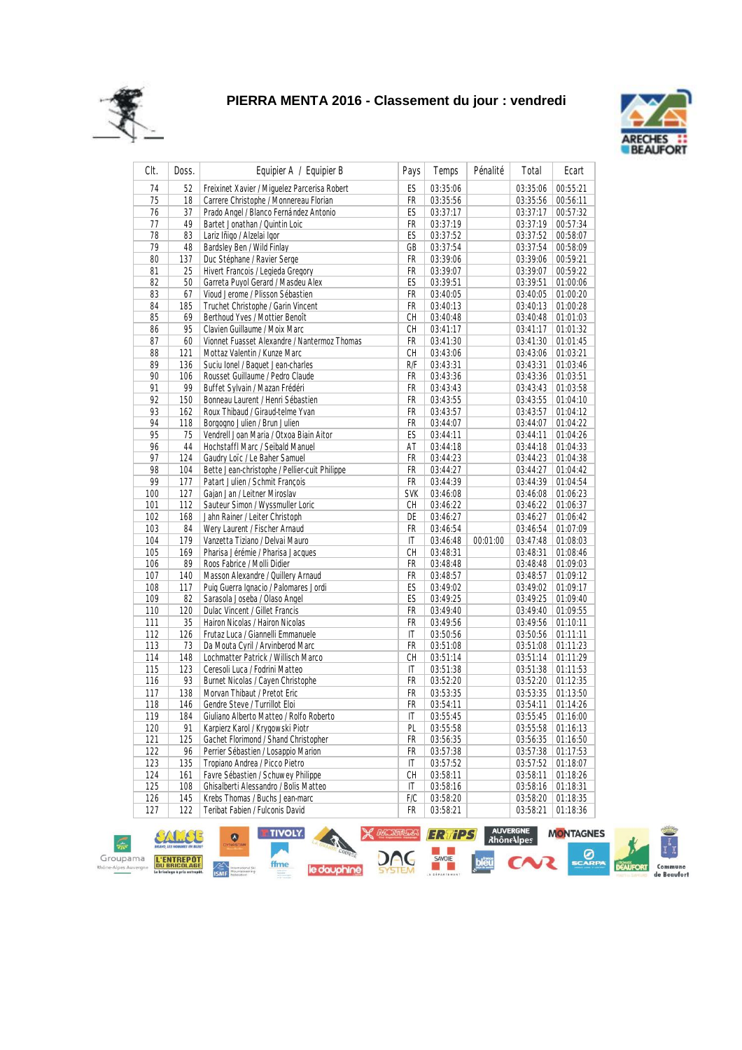# PIERRA MENTA 2016 - Classement du jour : vendredi

| Clt. | Doss. | Equipier A / Equipier B | Pays | Temps | Pénalité | Total | Ecart |
|---|---|---|---|---|---|---|---|
| 74 | 52 | Freixinet Xavier / Miguelez Parcerisa Robert | ES | 03:35:06 | | 03:35:06 | 00:55:21 |
| 75 | 18 | Carrere Christophe / Monnereau Florian | FR | 03:35:56 | | 03:35:56 | 00:56:11 |
| 76 | 37 | Prado Angel / Blanco Fernández Antonio | ES | 03:37:17 | | 03:37:17 | 00:57:32 |
| 77 | 49 | Bartet Jonathan / Quintin Loic | FR | 03:37:19 | | 03:37:19 | 00:57:34 |
| 78 | 83 | Lariz Iñigo / Alzelai Igor | ES | 03:37:52 | | 03:37:52 | 00:58:07 |
| 79 | 48 | Bardsley Ben / Wild Finlay | GB | 03:37:54 | | 03:37:54 | 00:58:09 |
| 80 | 137 | Duc Stéphane / Ravier Serge | FR | 03:39:06 | | 03:39:06 | 00:59:21 |
| 81 | 25 | Hivert Francois / Legieda Gregory | FR | 03:39:07 | | 03:39:07 | 00:59:22 |
| 82 | 50 | Garreta Puyol Gerard / Masdeu Alex | ES | 03:39:51 | | 03:39:51 | 01:00:06 |
| 83 | 67 | Vioud Jerome / Plisson Sébastien | FR | 03:40:05 | | 03:40:05 | 01:00:20 |
| 84 | 185 | Truchet Christophe / Garin Vincent | FR | 03:40:13 | | 03:40:13 | 01:00:28 |
| 85 | 69 | Berthoud Yves / Mottier Benoît | CH | 03:40:48 | | 03:40:48 | 01:01:03 |
| 86 | 95 | Clavien Guillaume / Moix Marc | CH | 03:41:17 | | 03:41:17 | 01:01:32 |
| 87 | 60 | Vionnet Fuasset Alexandre / Nantermoz Thomas | FR | 03:41:30 | | 03:41:30 | 01:01:45 |
| 88 | 121 | Mottaz Valentin / Kunze Marc | CH | 03:43:06 | | 03:43:06 | 01:03:21 |
| 89 | 136 | Suciu Ionel / Baquet Jean-charles | R/F | 03:43:31 | | 03:43:31 | 01:03:46 |
| 90 | 106 | Rousset Guillaume / Pedro Claude | FR | 03:43:36 | | 03:43:36 | 01:03:51 |
| 91 | 99 | Buffet Sylvain / Mazan Frédéri | FR | 03:43:43 | | 03:43:43 | 01:03:58 |
| 92 | 150 | Bonneau Laurent / Henri Sébastien | FR | 03:43:55 | | 03:43:55 | 01:04:10 |
| 93 | 162 | Roux Thibaud / Giraud-telme Yvan | FR | 03:43:57 | | 03:43:57 | 01:04:12 |
| 94 | 118 | Borgogno Julien / Brun Julien | FR | 03:44:07 | | 03:44:07 | 01:04:22 |
| 95 | 75 | Vendrell Joan Maria / Otxoa Biain Aitor | ES | 03:44:11 | | 03:44:11 | 01:04:26 |
| 96 | 44 | Hochstaffl Marc / Seibald Manuel | AT | 03:44:18 | | 03:44:18 | 01:04:33 |
| 97 | 124 | Gaudry Loïc / Le Baher Samuel | FR | 03:44:23 | | 03:44:23 | 01:04:38 |
| 98 | 104 | Bette Jean-christophe / Pellier-cuit Philippe | FR | 03:44:27 | | 03:44:27 | 01:04:42 |
| 99 | 177 | Patart Julien / Schmit François | FR | 03:44:39 | | 03:44:39 | 01:04:54 |
| 100 | 127 | Gajan Jan / Leitner Miroslav | SVK | 03:46:08 | | 03:46:08 | 01:06:23 |
| 101 | 112 | Sauteur Simon / Wyssmuller Loric | CH | 03:46:22 | | 03:46:22 | 01:06:37 |
| 102 | 168 | Jahn Rainer / Leiter Christoph | DE | 03:46:27 | | 03:46:27 | 01:06:42 |
| 103 | 84 | Wery Laurent / Fischer Arnaud | FR | 03:46:54 | | 03:46:54 | 01:07:09 |
| 104 | 179 | Vanzetta Tiziano / Delvai Mauro | IT | 03:46:48 | 00:01:00 | 03:47:48 | 01:08:03 |
| 105 | 169 | Pharisa Jérémie / Pharisa Jacques | CH | 03:48:31 | | 03:48:31 | 01:08:46 |
| 106 | 89 | Roos Fabrice / Molli Didier | FR | 03:48:48 | | 03:48:48 | 01:09:03 |
| 107 | 140 | Masson Alexandre / Quillery Arnaud | FR | 03:48:57 | | 03:48:57 | 01:09:12 |
| 108 | 117 | Puig Guerra Ignacio / Palomares Jordi | ES | 03:49:02 | | 03:49:02 | 01:09:17 |
| 109 | 82 | Sarasola Joseba / Olaso Angel | ES | 03:49:25 | | 03:49:25 | 01:09:40 |
| 110 | 120 | Dulac Vincent / Gillet Francis | FR | 03:49:40 | | 03:49:40 | 01:09:55 |
| 111 | 35 | Hairon Nicolas / Hairon Nicolas | FR | 03:49:56 | | 03:49:56 | 01:10:11 |
| 112 | 126 | Frutaz Luca / Giannelli Emmanuele | IT | 03:50:56 | | 03:50:56 | 01:11:11 |
| 113 | 73 | Da Mouta Cyril / Arvinberod Marc | FR | 03:51:08 | | 03:51:08 | 01:11:23 |
| 114 | 148 | Lochmatter Patrick / Willisch Marco | CH | 03:51:14 | | 03:51:14 | 01:11:29 |
| 115 | 123 | Ceresoli Luca / Fodrini Matteo | IT | 03:51:38 | | 03:51:38 | 01:11:53 |
| 116 | 93 | Burnet Nicolas / Cayen Christophe | FR | 03:52:20 | | 03:52:20 | 01:12:35 |
| 117 | 138 | Morvan Thibaut / Pretot Eric | FR | 03:53:35 | | 03:53:35 | 01:13:50 |
| 118 | 146 | Gendre Steve / Turrillot Eloi | FR | 03:54:11 | | 03:54:11 | 01:14:26 |
| 119 | 184 | Giuliano Alberto Matteo / Rolfo Roberto | IT | 03:55:45 | | 03:55:45 | 01:16:00 |
| 120 | 91 | Karpierz Karol / Krygowski Piotr | PL | 03:55:58 | | 03:55:58 | 01:16:13 |
| 121 | 125 | Gachet Florimond / Shand Christopher | FR | 03:56:35 | | 03:56:35 | 01:16:50 |
| 122 | 96 | Perrier Sébastien / Losappio Marion | FR | 03:57:38 | | 03:57:38 | 01:17:53 |
| 123 | 135 | Tropiano Andrea / Picco Pietro | IT | 03:57:52 | | 03:57:52 | 01:18:07 |
| 124 | 161 | Favre Sébastien / Schuwey Philippe | CH | 03:58:11 | | 03:58:11 | 01:18:26 |
| 125 | 108 | Ghisalberti Alessandro / Bolis Matteo | IT | 03:58:16 | | 03:58:16 | 01:18:31 |
| 126 | 145 | Krebs Thomas / Buchs Jean-marc | F/C | 03:58:20 | | 03:58:20 | 01:18:35 |
| 127 | 122 | Teribat Fabien / Fulconis David | FR | 03:58:21 | | 03:58:21 | 01:18:36 |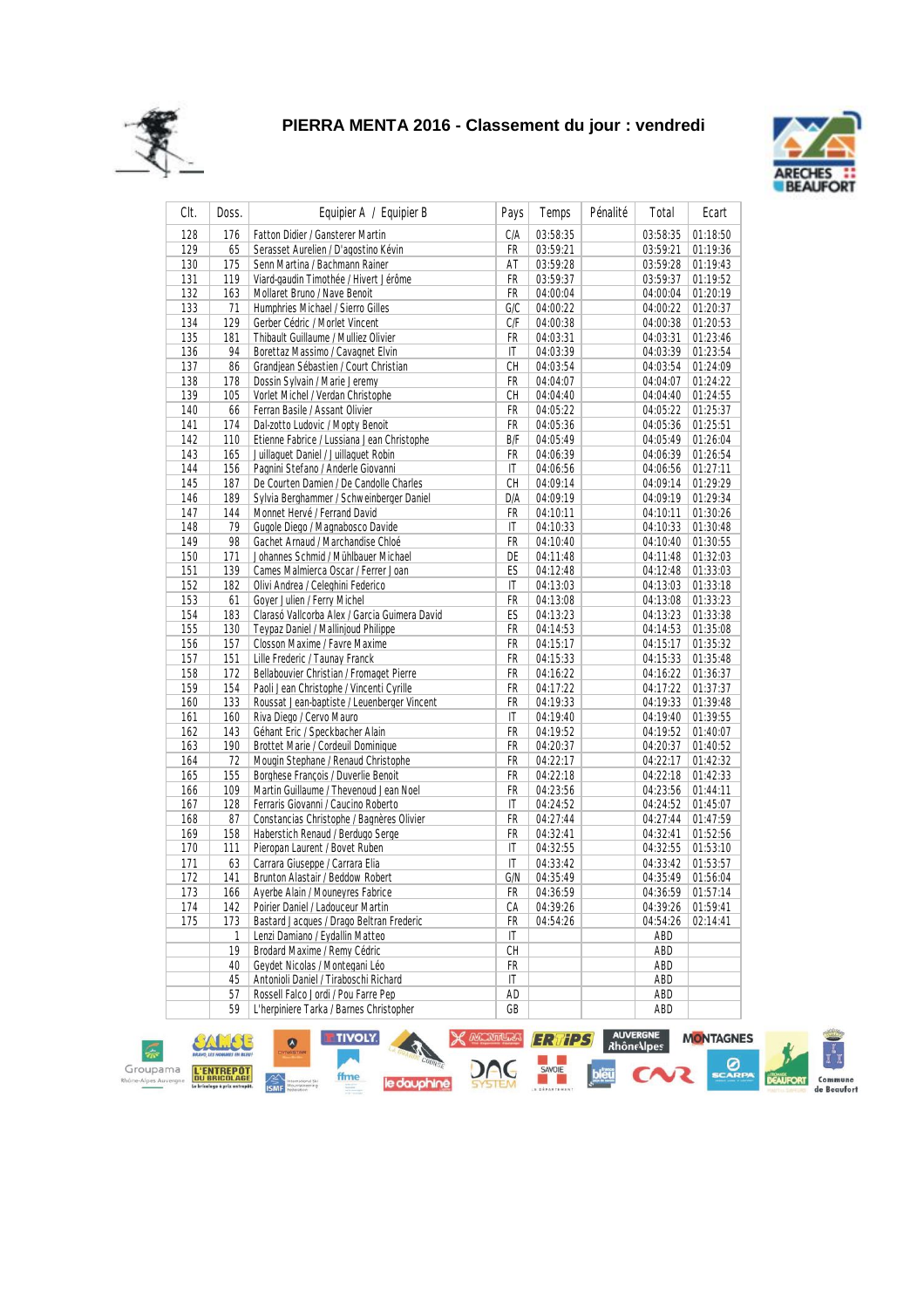# PIERRA MENTA 2016 - Classement du jour : vendredi

| Clt. | Doss. | Equipier A / Equipier B | Pays | Temps | Pénalité | Total | Ecart |
|---|---|---|---|---|---|---|---|
| 128 | 176 | Fatton Didier / Gansterer Martin | C/A | 03:58:35 | | 03:58:35 | 01:18:50 |
| 129 | 65 | Serasset Aurelien / D'agostino Kévin | FR | 03:59:21 | | 03:59:21 | 01:19:36 |
| 130 | 175 | Senn Martina / Bachmann Rainer | AT | 03:59:28 | | 03:59:28 | 01:19:43 |
| 131 | 119 | Viard-gaudin Timothée / Hivert Jérôme | FR | 03:59:37 | | 03:59:37 | 01:19:52 |
| 132 | 163 | Mollaret Bruno / Nave Benoit | FR | 04:00:04 | | 04:00:04 | 01:20:19 |
| 133 | 71 | Humphries Michael / Sierro Gilles | G/C | 04:00:22 | | 04:00:22 | 01:20:37 |
| 134 | 129 | Gerber Cédric / Morlet Vincent | C/F | 04:00:38 | | 04:00:38 | 01:20:53 |
| 135 | 181 | Thibault Guillaume / Mulliez Olivier | FR | 04:03:31 | | 04:03:31 | 01:23:46 |
| 136 | 94 | Borettaz Massimo / Cavagnet Elvin | IT | 04:03:39 | | 04:03:39 | 01:23:54 |
| 137 | 86 | Grandjean Sébastien / Court Christian | CH | 04:03:54 | | 04:03:54 | 01:24:09 |
| 138 | 178 | Dossin Sylvain / Marie Jeremy | FR | 04:04:07 | | 04:04:07 | 01:24:22 |
| 139 | 105 | Vorlet Michel / Verdan Christophe | CH | 04:04:40 | | 04:04:40 | 01:24:55 |
| 140 | 66 | Ferran Basile / Assant Olivier | FR | 04:05:22 | | 04:05:22 | 01:25:37 |
| 141 | 174 | Dal-zotto Ludovic / Mopty Benoit | FR | 04:05:36 | | 04:05:36 | 01:25:51 |
| 142 | 110 | Etienne Fabrice / Lussiana Jean Christophe | B/F | 04:05:49 | | 04:05:49 | 01:26:04 |
| 143 | 165 | Juillaguet Daniel / Juillaguet Robin | FR | 04:06:39 | | 04:06:39 | 01:26:54 |
| 144 | 156 | Pagnini Stefano / Anderle Giovanni | IT | 04:06:56 | | 04:06:56 | 01:27:11 |
| 145 | 187 | De Courten Damien / De Candolle Charles | CH | 04:09:14 | | 04:09:14 | 01:29:29 |
| 146 | 189 | Sylvia Berghammer / Schweinberger Daniel | D/A | 04:09:19 | | 04:09:19 | 01:29:34 |
| 147 | 144 | Monnet Hervé / Ferrand David | FR | 04:10:11 | | 04:10:11 | 01:30:26 |
| 148 | 79 | Gugole Diego / Magnabosco Davide | IT | 04:10:33 | | 04:10:33 | 01:30:48 |
| 149 | 98 | Gachet Arnaud / Marchandise Chloé | FR | 04:10:40 | | 04:10:40 | 01:30:55 |
| 150 | 171 | Johannes Schmid / Mühlbauer Michael | DE | 04:11:48 | | 04:11:48 | 01:32:03 |
| 151 | 139 | Cames Malmierca Oscar / Ferrer Joan | ES | 04:12:48 | | 04:12:48 | 01:33:03 |
| 152 | 182 | Olivi Andrea / Celeghini Federico | IT | 04:13:03 | | 04:13:03 | 01:33:18 |
| 153 | 61 | Goyer Julien / Ferry Michel | FR | 04:13:08 | | 04:13:08 | 01:33:23 |
| 154 | 183 | Clarasó Vallcorba Alex / Garcia Guimera David | ES | 04:13:23 | | 04:13:23 | 01:33:38 |
| 155 | 130 | Teypaz Daniel / Mallinjoud Philippe | FR | 04:14:53 | | 04:14:53 | 01:35:08 |
| 156 | 157 | Closson Maxime / Favre Maxime | FR | 04:15:17 | | 04:15:17 | 01:35:32 |
| 157 | 151 | Lille Frederic / Taunay Franck | FR | 04:15:33 | | 04:15:33 | 01:35:48 |
| 158 | 172 | Bellabouvier Christian / Fromaget Pierre | FR | 04:16:22 | | 04:16:22 | 01:36:37 |
| 159 | 154 | Paoli Jean Christophe / Vincenti Cyrille | FR | 04:17:22 | | 04:17:22 | 01:37:37 |
| 160 | 133 | Roussat Jean-baptiste / Leuenberger Vincent | FR | 04:19:33 | | 04:19:33 | 01:39:48 |
| 161 | 160 | Riva Diego / Cervo Mauro | IT | 04:19:40 | | 04:19:40 | 01:39:55 |
| 162 | 143 | Géhant Eric / Speckbacher Alain | FR | 04:19:52 | | 04:19:52 | 01:40:07 |
| 163 | 190 | Brottet Marie / Cordeuil Dominique | FR | 04:20:37 | | 04:20:37 | 01:40:52 |
| 164 | 72 | Mougin Stephane / Renaud Christophe | FR | 04:22:17 | | 04:22:17 | 01:42:32 |
| 165 | 155 | Borghese François / Duverlie Benoit | FR | 04:22:18 | | 04:22:18 | 01:42:33 |
| 166 | 109 | Martin Guillaume / Thevenoud Jean Noel | FR | 04:23:56 | | 04:23:56 | 01:44:11 |
| 167 | 128 | Ferraris Giovanni / Caucino Roberto | IT | 04:24:52 | | 04:24:52 | 01:45:07 |
| 168 | 87 | Constancias Christophe / Bagnères Olivier | FR | 04:27:44 | | 04:27:44 | 01:47:59 |
| 169 | 158 | Haberstich Renaud / Berdugo Serge | FR | 04:32:41 | | 04:32:41 | 01:52:56 |
| 170 | 111 | Pieropan Laurent / Bovet Ruben | IT | 04:32:55 | | 04:32:55 | 01:53:10 |
| 171 | 63 | Carrara Giuseppe / Carrara Elia | IT | 04:33:42 | | 04:33:42 | 01:53:57 |
| 172 | 141 | Brunton Alastair / Beddow Robert | G/N | 04:35:49 | | 04:35:49 | 01:56:04 |
| 173 | 166 | Ayerbe Alain / Mouneyres Fabrice | FR | 04:36:59 | | 04:36:59 | 01:57:14 |
| 174 | 142 | Poirier Daniel / Ladouceur Martin | CA | 04:39:26 | | 04:39:26 | 01:59:41 |
| 175 | 173 | Bastard Jacques / Drago Beltran Frederic | FR | 04:54:26 | | 04:54:26 | 02:14:41 |
| | 1 | Lenzi Damiano / Eydallin Matteo | IT | | | ABD | |
| | 19 | Brodard Maxime / Remy Cédric | CH | | | ABD | |
| | 40 | Geydet Nicolas / Montegani Léo | FR | | | ABD | |
| | 45 | Antonioli Daniel / Tiraboschi Richard | IT | | | ABD | |
| | 57 | Rossell Falco Jordi / Pou Farre Pep | AD | | | ABD | |
| | 59 | L'herpiniere Tarka / Barnes Christopher | GB | | | ABD | |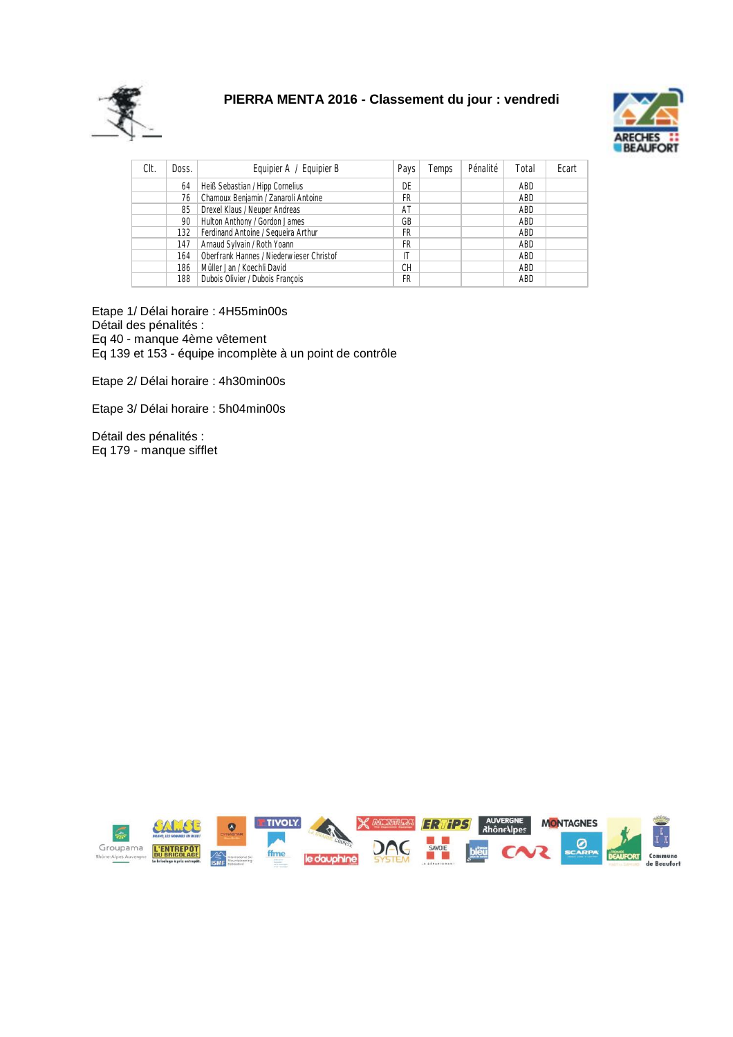# PIERRA MENTA 2016 - Classement du jour : vendredi

| Clt. | Doss. | Equipier A / Equipier B | Pays | Temps | Pénalité | Total | Ecart |
|---|---|---|---|---|---|---|---|
| | 64 | Heiß Sebastian / Hipp Cornelius | DE | | | ABD | |
| | 76 | Chamoux Benjamin / Zanaroli Antoine | FR | | | ABD | |
| | 85 | Drexel Klaus / Neuper Andreas | AT | | | ABD | |
| | 90 | Hulton Anthony / Gordon James | GB | | | ABD | |
| | 132 | Ferdinand Antoine / Sequeira Arthur | FR | | | ABD | |
| | 147 | Arnaud Sylvain / Roth Yoann | FR | | | ABD | |
| | 164 | Oberfrank Hannes / Niederwieser Christof | IT | | | ABD | |
| | 186 | Müller Jan / Koechli David | CH | | | ABD | |
| | 188 | Dubois Olivier / Dubois François | FR | | | ABD | |

Etape 1/ Délai horaire : 4H55min00s
Détail des pénalités :
Eq 40 - manque 4ème vêtement
Eq 139 et 153 - équipe incomplète à un point de contrôle

Etape 2/ Délai horaire : 4h30min00s

Etape 3/ Délai horaire : 5h04min00s

Détail des pénalités :
Eq 179 - manque sifflet